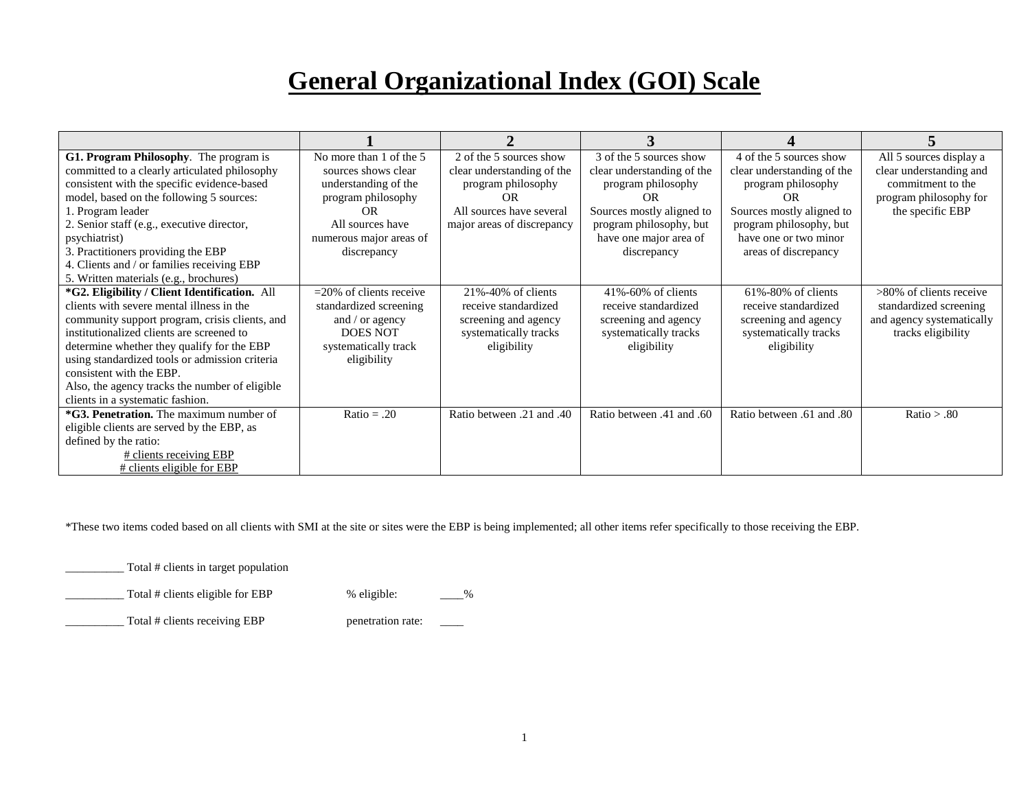# General Organizational Index (GOI) Scale

| | 1 | 2 | 3 | 4 | 5 |
|---|---|---|---|---|---|
| **G1. Program Philosophy**. The program is committed to a clearly articulated philosophy consistent with the specific evidence-based model, based on the following 5 sources:<br>1. Program leader<br>2. Senior staff (e.g., executive director, psychiatrist)<br>3. Practitioners providing the EBP<br>4. Clients and / or families receiving EBP<br>5. Written materials (e.g., brochures) | No more than 1 of the 5 sources shows clear understanding of the program philosophy<br>OR<br>All sources have numerous major areas of discrepancy | 2 of the 5 sources show clear understanding of the program philosophy<br>OR<br>All sources have several major areas of discrepancy | 3 of the 5 sources show clear understanding of the program philosophy<br>OR<br>Sources mostly aligned to program philosophy, but have one major area of discrepancy | 4 of the 5 sources show clear understanding of the program philosophy<br>OR<br>Sources mostly aligned to program philosophy, but have one or two minor areas of discrepancy | All 5 sources display a clear understanding and commitment to the program philosophy for the specific EBP |
| ***G2. Eligibility / Client Identification.** All clients with severe mental illness in the community support program, crisis clients, and institutionalized clients are screened to determine whether they qualify for the EBP using standardized tools or admission criteria consistent with the EBP.<br>Also, the agency tracks the number of eligible clients in a systematic fashion. | =20% of clients receive standardized screening and / or agency DOES NOT systematically track eligibility | 21%-40% of clients receive standardized screening and agency systematically tracks eligibility | 41%-60% of clients receive standardized screening and agency systematically tracks eligibility | 61%-80% of clients receive standardized screening and agency systematically tracks eligibility | >80% of clients receive standardized screening and agency systematically tracks eligibility |
| ***G3. Penetration.** The maximum number of eligible clients are served by the EBP, as defined by the ratio:<br>$\frac{\text{\# clients receiving EBP}}{\text{\# clients eligible for EBP}}$ | Ratio = .20 | Ratio between .21 and .40 | Ratio between .41 and .60 | Ratio between .61 and .80 | Ratio > .80 |

*These two items coded based on all clients with SMI at the site or sites were the EBP is being implemented; all other items refer specifically to those receiving the EBP.

__________ Total # clients in target population

__________ Total # clients eligible for EBP        % eligible: ____%

__________ Total # clients receiving EBP        penetration rate: ____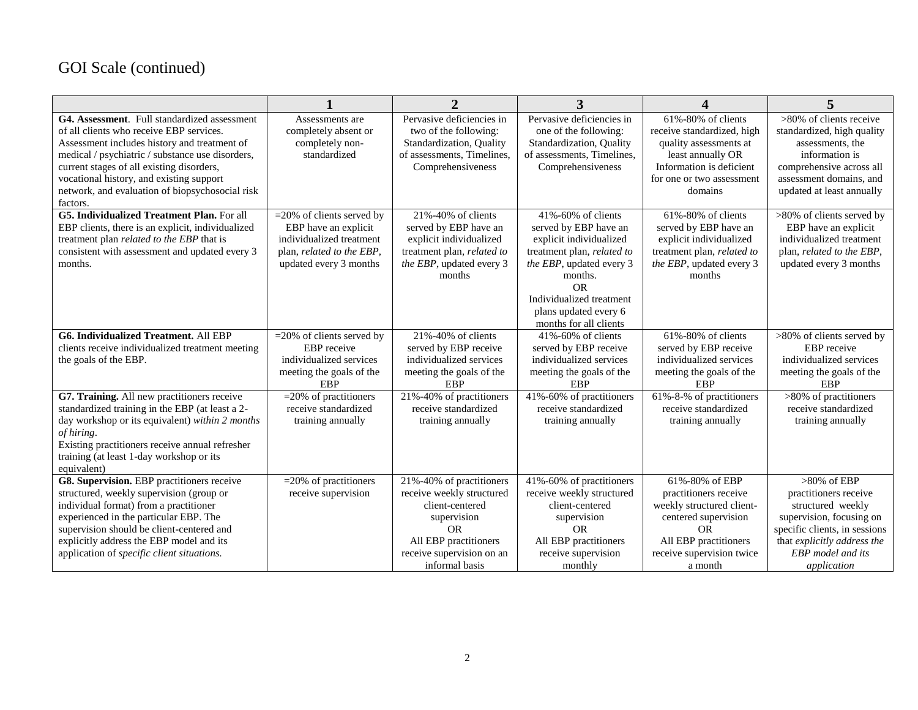# GOI Scale (continued)

| | 1 | 2 | 3 | 4 | 5 |
|---|---|---|---|---|---|
| **G4. Assessment**. Full standardized assessment of all clients who receive EBP services. Assessment includes history and treatment of medical / psychiatric / substance use disorders, current stages of all existing disorders, vocational history, and existing support network, and evaluation of biopsychosocial risk factors. | Assessments are completely absent or completely non-standardized | Pervasive deficiencies in two of the following: Standardization, Quality of assessments, Timelines, Comprehensiveness | Pervasive deficiencies in one of the following: Standardization, Quality of assessments, Timelines, Comprehensiveness | 61%-80% of clients receive standardized, high quality assessments at least annually OR Information is deficient for one or two assessment domains | >80% of clients receive standardized, high quality assessments, the information is comprehensive across all assessment domains, and updated at least annually |
| **G5. Individualized Treatment Plan.** For all EBP clients, there is an explicit, individualized treatment plan *related to the EBP* that is consistent with assessment and updated every 3 months. | =20% of clients served by EBP have an explicit individualized treatment plan, *related to the EBP*, updated every 3 months | 21%-40% of clients served by EBP have an explicit individualized treatment plan, *related to the EBP*, updated every 3 months | 41%-60% of clients served by EBP have an explicit individualized treatment plan, *related to the EBP*, updated every 3 months. OR Individualized treatment plans updated every 6 months for all clients | 61%-80% of clients served by EBP have an explicit individualized treatment plan, *related to the EBP*, updated every 3 months | >80% of clients served by EBP have an explicit individualized treatment plan, *related to the EBP*, updated every 3 months |
| **G6. Individualized Treatment.** All EBP clients receive individualized treatment meeting the goals of the EBP. | =20% of clients served by EBP receive individualized services meeting the goals of the EBP | 21%-40% of clients served by EBP receive individualized services meeting the goals of the EBP | 41%-60% of clients served by EBP receive individualized services meeting the goals of the EBP | 61%-80% of clients served by EBP receive individualized services meeting the goals of the EBP | >80% of clients served by EBP receive individualized services meeting the goals of the EBP |
| **G7. Training.** All new practitioners receive standardized training in the EBP (at least a 2-day workshop or its equivalent) *within 2 months of hiring*. Existing practitioners receive annual refresher training (at least 1-day workshop or its equivalent) | =20% of practitioners receive standardized training annually | 21%-40% of practitioners receive standardized training annually | 41%-60% of practitioners receive standardized training annually | 61%-8-% of practitioners receive standardized training annually | >80% of practitioners receive standardized training annually |
| **G8. Supervision.** EBP practitioners receive structured, weekly supervision (group or individual format) from a practitioner experienced in the particular EBP. The supervision should be client-centered and explicitly address the EBP model and its application of *specific client situations.* | =20% of practitioners receive supervision | 21%-40% of practitioners receive weekly structured client-centered supervision OR All EBP practitioners receive supervision on an informal basis | 41%-60% of practitioners receive weekly structured client-centered supervision OR All EBP practitioners receive supervision monthly | 61%-80% of EBP practitioners receive weekly structured client-centered supervision OR All EBP practitioners receive supervision twice a month | >80% of EBP practitioners receive structured weekly supervision, focusing on specific clients, in sessions that *explicitly address the EBP model and its application* |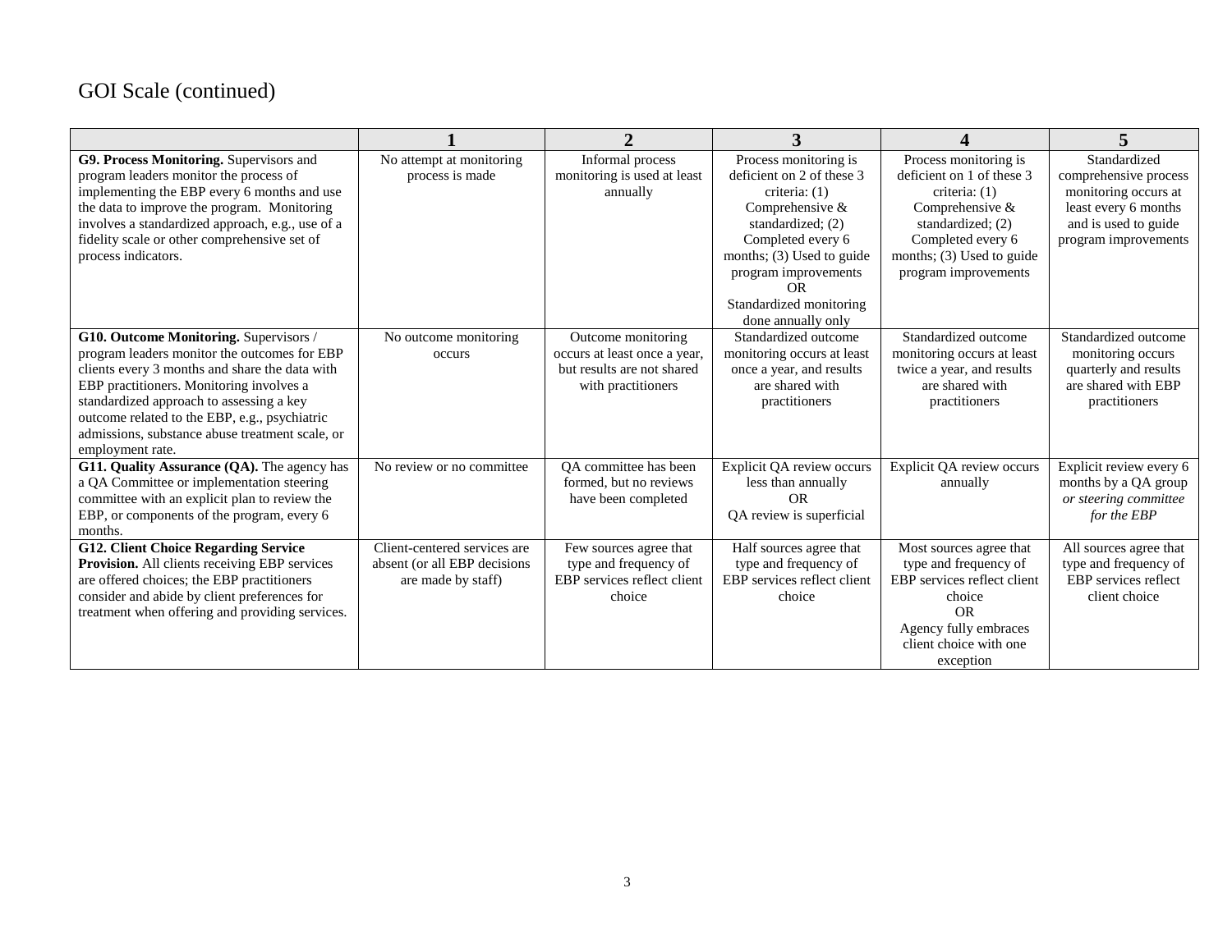# GOI Scale (continued)

| | 1 | 2 | 3 | 4 | 5 |
|---|---|---|---|---|---|
| **G9. Process Monitoring.** Supervisors and program leaders monitor the process of implementing the EBP every 6 months and use the data to improve the program. Monitoring involves a standardized approach, e.g., use of a fidelity scale or other comprehensive set of process indicators. | No attempt at monitoring process is made | Informal process monitoring is used at least annually | Process monitoring is deficient on 2 of these 3 criteria: (1) Comprehensive & standardized; (2) Completed every 6 months; (3) Used to guide program improvements OR Standardized monitoring done annually only | Process monitoring is deficient on 1 of these 3 criteria: (1) Comprehensive & standardized; (2) Completed every 6 months; (3) Used to guide program improvements | Standardized comprehensive process monitoring occurs at least every 6 months and is used to guide program improvements |
| **G10. Outcome Monitoring.** Supervisors / program leaders monitor the outcomes for EBP clients every 3 months and share the data with EBP practitioners. Monitoring involves a standardized approach to assessing a key outcome related to the EBP, e.g., psychiatric admissions, substance abuse treatment scale, or employment rate. | No outcome monitoring occurs | Outcome monitoring occurs at least once a year, but results are not shared with practitioners | Standardized outcome monitoring occurs at least once a year, and results are shared with practitioners | Standardized outcome monitoring occurs at least twice a year, and results are shared with practitioners | Standardized outcome monitoring occurs quarterly and results are shared with EBP practitioners |
| **G11. Quality Assurance (QA).** The agency has a QA Committee or implementation steering committee with an explicit plan to review the EBP, or components of the program, every 6 months. | No review or no committee | QA committee has been formed, but no reviews have been completed | Explicit QA review occurs less than annually OR QA review is superficial | Explicit QA review occurs annually | Explicit review every 6 months by a QA group *or steering committee for the EBP* |
| **G12. Client Choice Regarding Service Provision.** All clients receiving EBP services are offered choices; the EBP practitioners consider and abide by client preferences for treatment when offering and providing services. | Client-centered services are absent (or all EBP decisions are made by staff) | Few sources agree that type and frequency of EBP services reflect client choice | Half sources agree that type and frequency of EBP services reflect client choice | Most sources agree that type and frequency of EBP services reflect client choice OR Agency fully embraces client choice with one exception | All sources agree that type and frequency of EBP services reflect client choice |